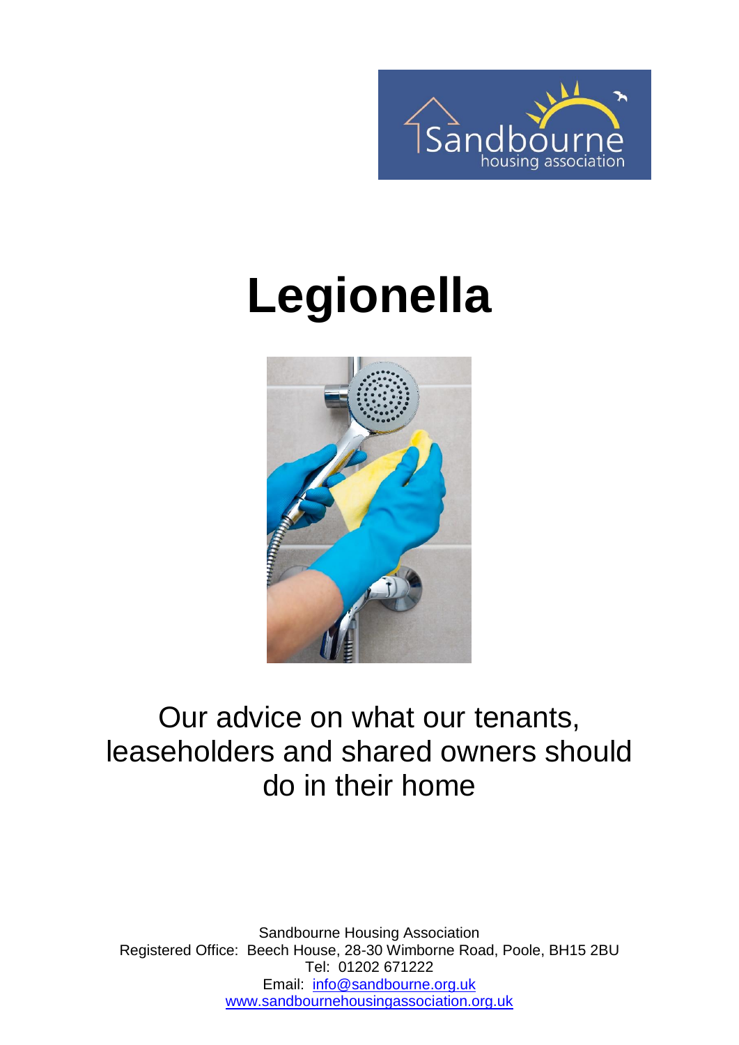# Legionella

Our advice on what our tenants, leaseholders and shared owners should do in their home

Sandbourne Housing Association
Registered Office: Beech House, 28-30 Wimborne Road, Poole, BH15 2BU
Tel: 01202 671222
Email: info@sandbourne.org.uk
www.sandbournehousingassociation.org.uk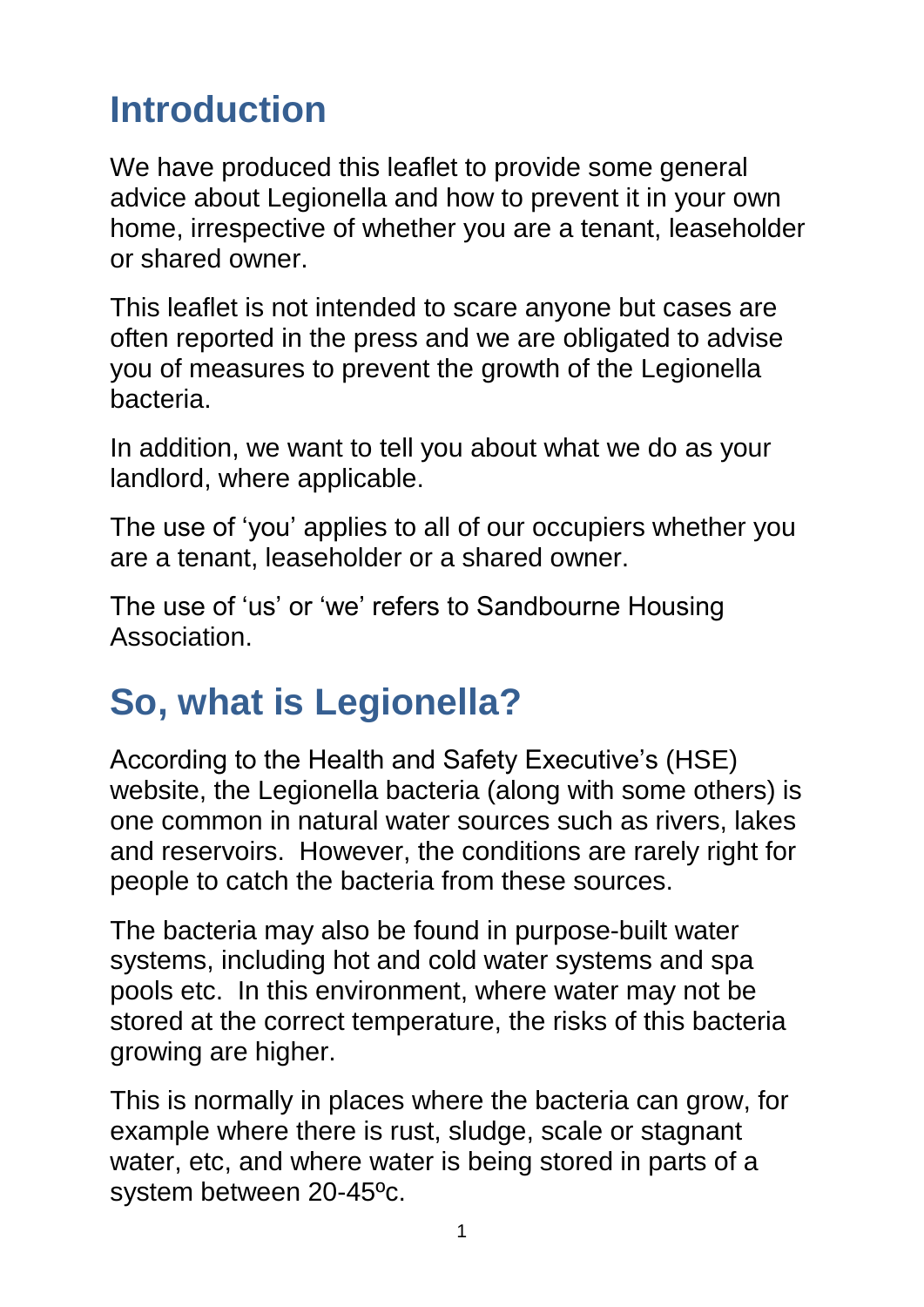# Introduction

We have produced this leaflet to provide some general advice about Legionella and how to prevent it in your own home, irrespective of whether you are a tenant, leaseholder or shared owner.

This leaflet is not intended to scare anyone but cases are often reported in the press and we are obligated to advise you of measures to prevent the growth of the Legionella bacteria.

In addition, we want to tell you about what we do as your landlord, where applicable.

The use of 'you' applies to all of our occupiers whether you are a tenant, leaseholder or a shared owner.

The use of 'us' or 'we' refers to Sandbourne Housing Association.

# So, what is Legionella?

According to the Health and Safety Executive's (HSE) website, the Legionella bacteria (along with some others) is one common in natural water sources such as rivers, lakes and reservoirs. However, the conditions are rarely right for people to catch the bacteria from these sources.

The bacteria may also be found in purpose-built water systems, including hot and cold water systems and spa pools etc. In this environment, where water may not be stored at the correct temperature, the risks of this bacteria growing are higher.

This is normally in places where the bacteria can grow, for example where there is rust, sludge, scale or stagnant water, etc, and where water is being stored in parts of a system between 20-45ºc.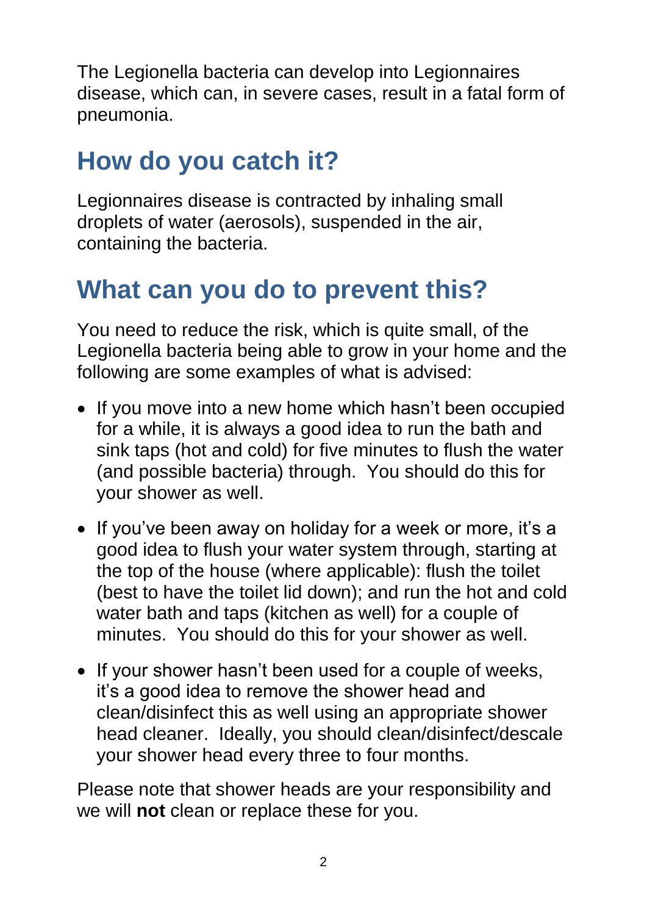The Legionella bacteria can develop into Legionnaires disease, which can, in severe cases, result in a fatal form of pneumonia.

## How do you catch it?

Legionnaires disease is contracted by inhaling small droplets of water (aerosols), suspended in the air, containing the bacteria.

## What can you do to prevent this?

You need to reduce the risk, which is quite small, of the Legionella bacteria being able to grow in your home and the following are some examples of what is advised:

- If you move into a new home which hasn't been occupied for a while, it is always a good idea to run the bath and sink taps (hot and cold) for five minutes to flush the water (and possible bacteria) through. You should do this for your shower as well.
- If you've been away on holiday for a week or more, it's a good idea to flush your water system through, starting at the top of the house (where applicable): flush the toilet (best to have the toilet lid down); and run the hot and cold water bath and taps (kitchen as well) for a couple of minutes. You should do this for your shower as well.
- If your shower hasn't been used for a couple of weeks, it's a good idea to remove the shower head and clean/disinfect this as well using an appropriate shower head cleaner. Ideally, you should clean/disinfect/descale your shower head every three to four months.

Please note that shower heads are your responsibility and we will **not** clean or replace these for you.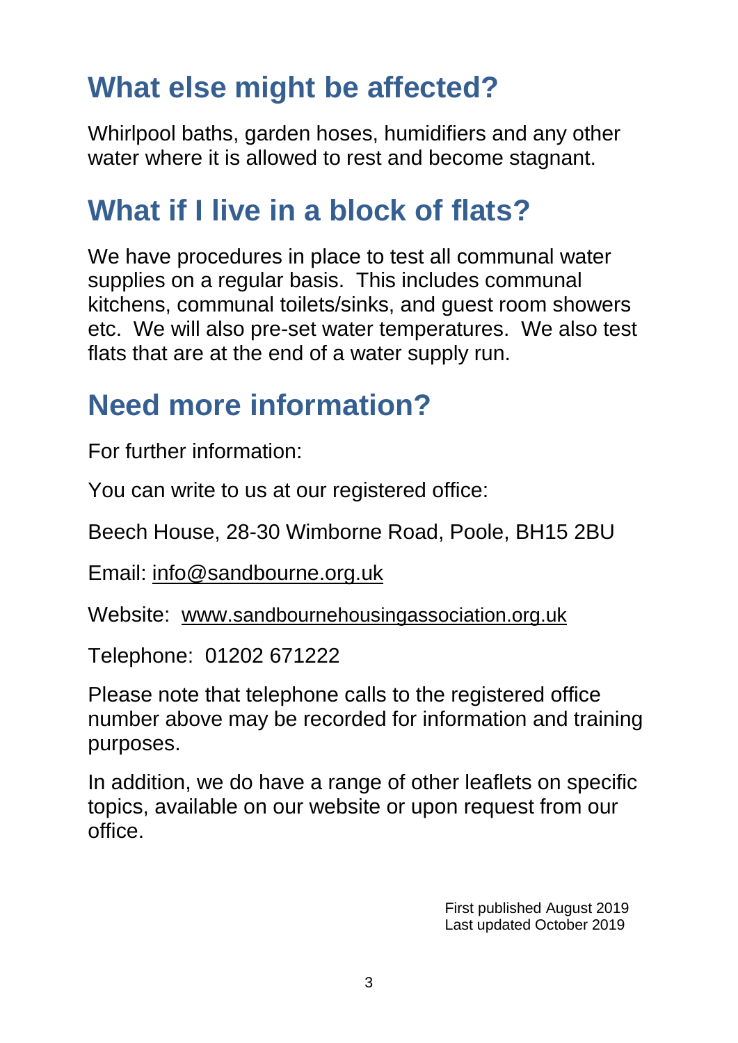## What else might be affected?

Whirlpool baths, garden hoses, humidifiers and any other water where it is allowed to rest and become stagnant.

## What if I live in a block of flats?

We have procedures in place to test all communal water supplies on a regular basis. This includes communal kitchens, communal toilets/sinks, and guest room showers etc. We will also pre-set water temperatures. We also test flats that are at the end of a water supply run.

## Need more information?

For further information:

You can write to us at our registered office:

Beech House, 28-30 Wimborne Road, Poole, BH15 2BU

Email: info@sandbourne.org.uk

Website: www.sandbournehousingassociation.org.uk

Telephone: 01202 671222

Please note that telephone calls to the registered office number above may be recorded for information and training purposes.

In addition, we do have a range of other leaflets on specific topics, available on our website or upon request from our office.

First published August 2019
Last updated October 2019